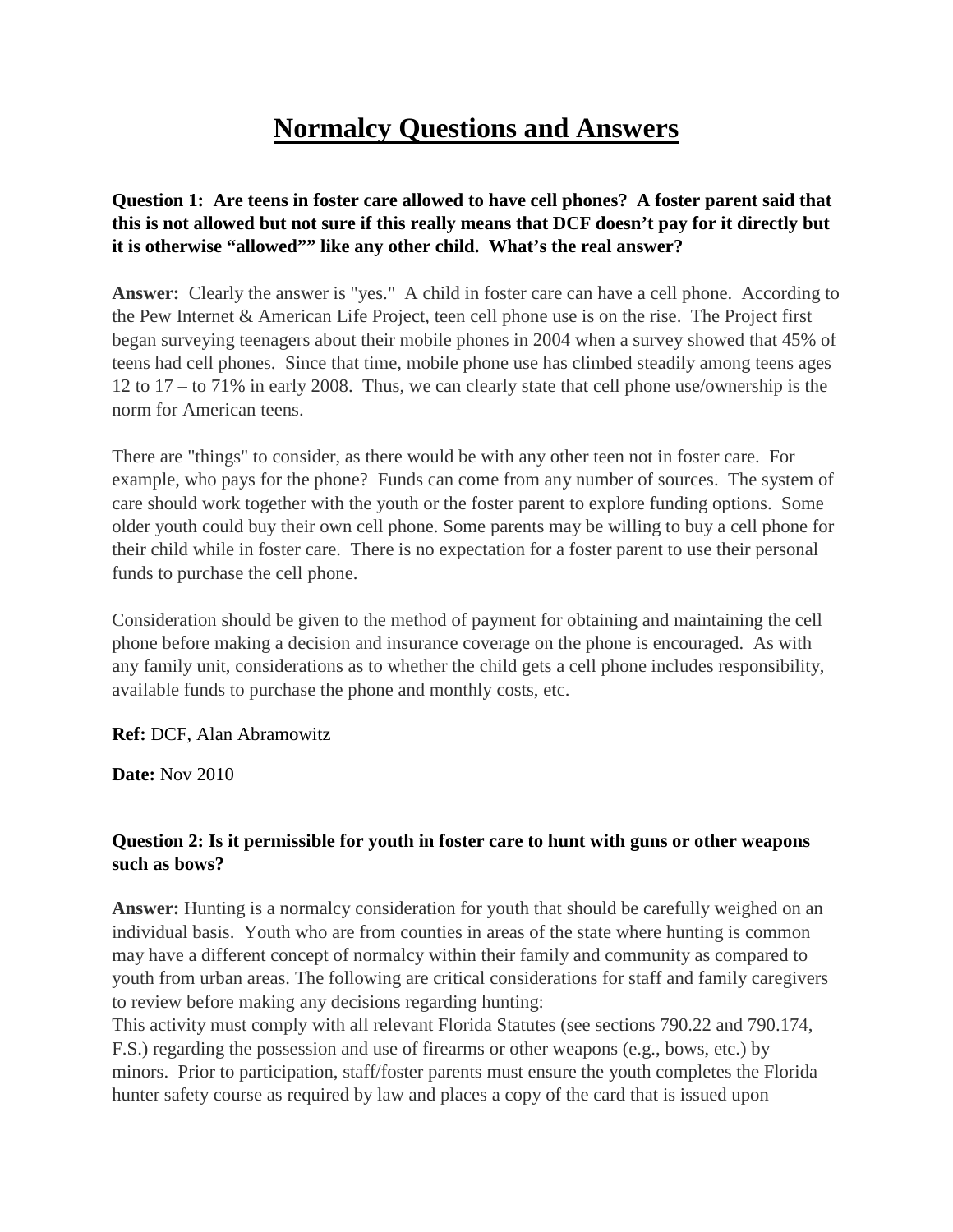# Normalcy Questions and Answers

**Question 1: Are teens in foster care allowed to have cell phones? A foster parent said that this is not allowed but not sure if this really means that DCF doesn't pay for it directly but it is otherwise "allowed"" like any other child. What's the real answer?**

**Answer:** Clearly the answer is "yes." A child in foster care can have a cell phone. According to the Pew Internet & American Life Project, teen cell phone use is on the rise. The Project first began surveying teenagers about their mobile phones in 2004 when a survey showed that 45% of teens had cell phones. Since that time, mobile phone use has climbed steadily among teens ages 12 to 17 – to 71% in early 2008. Thus, we can clearly state that cell phone use/ownership is the norm for American teens.

There are "things" to consider, as there would be with any other teen not in foster care. For example, who pays for the phone? Funds can come from any number of sources. The system of care should work together with the youth or the foster parent to explore funding options. Some older youth could buy their own cell phone. Some parents may be willing to buy a cell phone for their child while in foster care. There is no expectation for a foster parent to use their personal funds to purchase the cell phone.

Consideration should be given to the method of payment for obtaining and maintaining the cell phone before making a decision and insurance coverage on the phone is encouraged. As with any family unit, considerations as to whether the child gets a cell phone includes responsibility, available funds to purchase the phone and monthly costs, etc.

**Ref:** DCF, Alan Abramowitz

**Date:** Nov 2010

**Question 2: Is it permissible for youth in foster care to hunt with guns or other weapons such as bows?**

**Answer:** Hunting is a normalcy consideration for youth that should be carefully weighed on an individual basis. Youth who are from counties in areas of the state where hunting is common may have a different concept of normalcy within their family and community as compared to youth from urban areas. The following are critical considerations for staff and family caregivers to review before making any decisions regarding hunting:

This activity must comply with all relevant Florida Statutes (see sections 790.22 and 790.174, F.S.) regarding the possession and use of firearms or other weapons (e.g., bows, etc.) by minors. Prior to participation, staff/foster parents must ensure the youth completes the Florida hunter safety course as required by law and places a copy of the card that is issued upon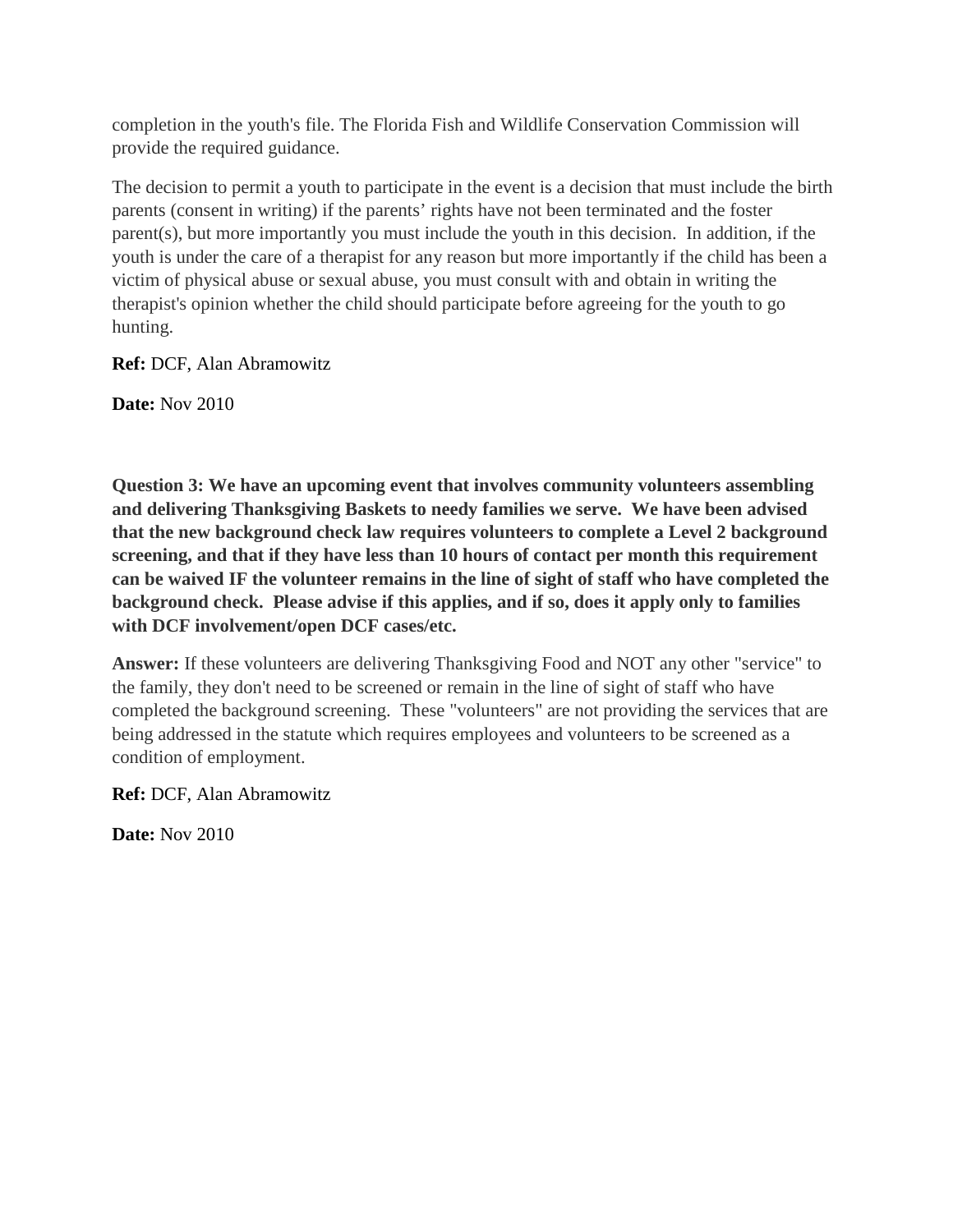completion in the youth's file. The Florida Fish and Wildlife Conservation Commission will provide the required guidance.

The decision to permit a youth to participate in the event is a decision that must include the birth parents (consent in writing) if the parents' rights have not been terminated and the foster parent(s), but more importantly you must include the youth in this decision. In addition, if the youth is under the care of a therapist for any reason but more importantly if the child has been a victim of physical abuse or sexual abuse, you must consult with and obtain in writing the therapist's opinion whether the child should participate before agreeing for the youth to go hunting.

**Ref:** DCF, Alan Abramowitz

**Date:** Nov 2010

**Question 3: We have an upcoming event that involves community volunteers assembling and delivering Thanksgiving Baskets to needy families we serve. We have been advised that the new background check law requires volunteers to complete a Level 2 background screening, and that if they have less than 10 hours of contact per month this requirement can be waived IF the volunteer remains in the line of sight of staff who have completed the background check. Please advise if this applies, and if so, does it apply only to families with DCF involvement/open DCF cases/etc.**

**Answer:** If these volunteers are delivering Thanksgiving Food and NOT any other "service" to the family, they don't need to be screened or remain in the line of sight of staff who have completed the background screening. These "volunteers" are not providing the services that are being addressed in the statute which requires employees and volunteers to be screened as a condition of employment.

**Ref:** DCF, Alan Abramowitz

**Date:** Nov 2010